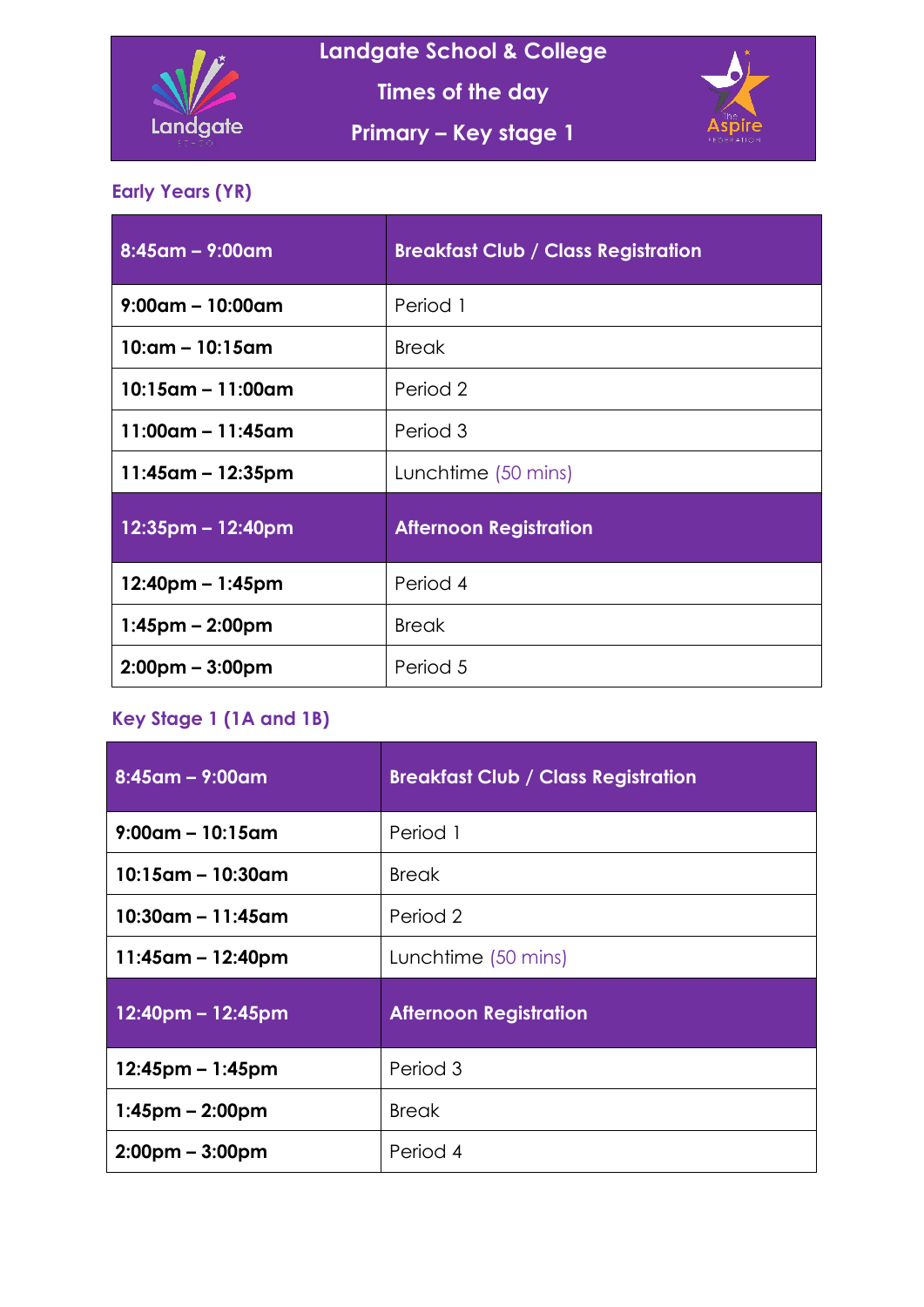# Landgate School & College

## Times of the day

## Primary – Key stage 1

### Early Years (YR)

| 8:45am – 9:00am | Breakfast Club / Class Registration |
|---|---|
| 9:00am – 10:00am | Period 1 |
| 10:am – 10:15am | Break |
| 10:15am – 11:00am | Period 2 |
| 11:00am – 11:45am | Period 3 |
| 11:45am – 12:35pm | Lunchtime (50 mins) |
| 12:35pm – 12:40pm | Afternoon Registration |
| 12:40pm – 1:45pm | Period 4 |
| 1:45pm – 2:00pm | Break |
| 2:00pm – 3:00pm | Period 5 |

### Key Stage 1 (1A and 1B)

| 8:45am – 9:00am | Breakfast Club / Class Registration |
|---|---|
| 9:00am – 10:15am | Period 1 |
| 10:15am – 10:30am | Break |
| 10:30am – 11:45am | Period 2 |
| 11:45am – 12:40pm | Lunchtime (50 mins) |
| 12:40pm – 12:45pm | Afternoon Registration |
| 12:45pm – 1:45pm | Period 3 |
| 1:45pm – 2:00pm | Break |
| 2:00pm – 3:00pm | Period 4 |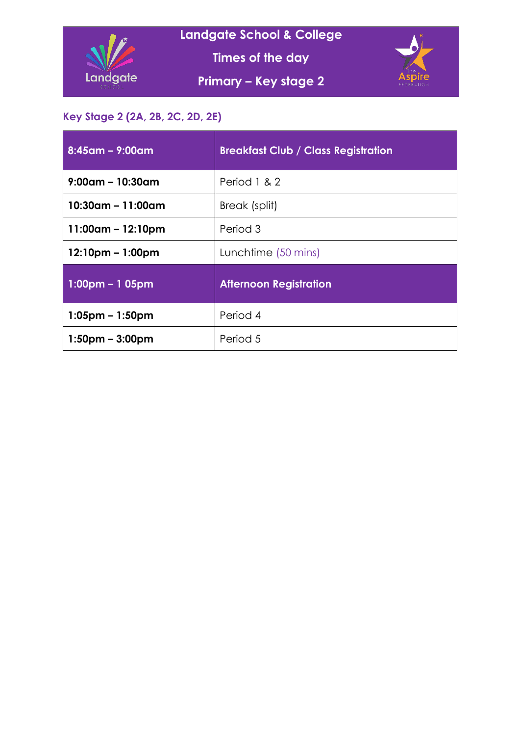# Landgate School & College

## Times of the day

## Primary – Key stage 2

### Key Stage 2 (2A, 2B, 2C, 2D, 2E)

| 8:45am – 9:00am | Breakfast Club / Class Registration |
| --- | --- |
| **9:00am – 10:30am** | Period 1 & 2 |
| **10:30am – 11:00am** | Break (split) |
| **11:00am – 12:10pm** | Period 3 |
| **12:10pm – 1:00pm** | Lunchtime (50 mins) |
| **1:00pm – 1 05pm** | **Afternoon Registration** |
| **1:05pm – 1:50pm** | Period 4 |
| **1:50pm – 3:00pm** | Period 5 |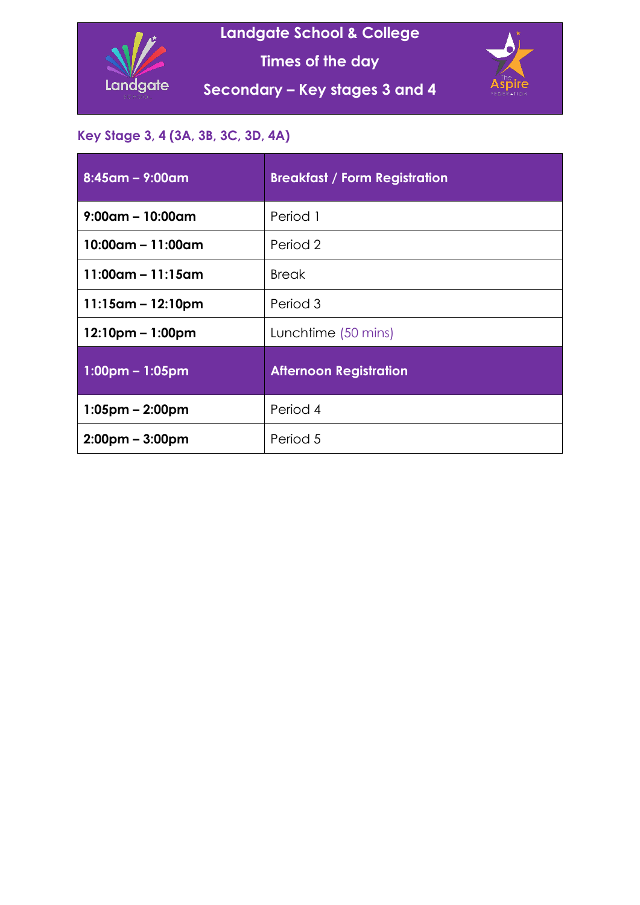# Landgate School & College

## Times of the day

## Secondary – Key stages 3 and 4

### Key Stage 3, 4 (3A, 3B, 3C, 3D, 4A)

| 8:45am – 9:00am | Breakfast / Form Registration |
|---|---|
| **9:00am – 10:00am** | Period 1 |
| **10:00am – 11:00am** | Period 2 |
| **11:00am – 11:15am** | Break |
| **11:15am – 12:10pm** | Period 3 |
| **12:10pm – 1:00pm** | Lunchtime (50 mins) |
| **1:00pm – 1:05pm** | **Afternoon Registration** |
| **1:05pm – 2:00pm** | Period 4 |
| **2:00pm – 3:00pm** | Period 5 |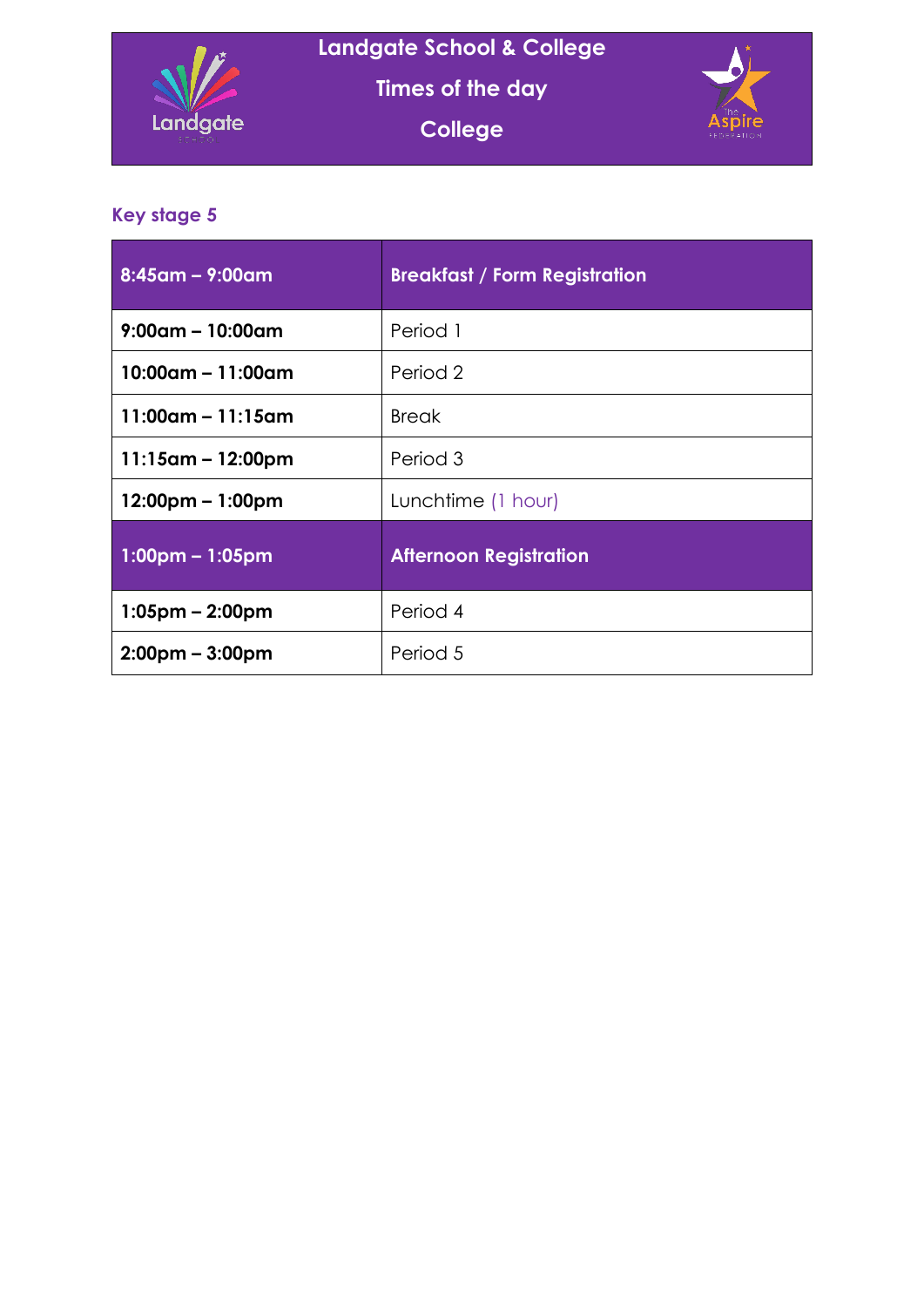# Landgate School & College

## Times of the day

## College

### Key stage 5

| 8:45am – 9:00am | Breakfast / Form Registration |
|---|---|
| **9:00am – 10:00am** | Period 1 |
| **10:00am – 11:00am** | Period 2 |
| **11:00am – 11:15am** | Break |
| **11:15am – 12:00pm** | Period 3 |
| **12:00pm – 1:00pm** | Lunchtime (1 hour) |
| **1:00pm – 1:05pm** | **Afternoon Registration** |
| **1:05pm – 2:00pm** | Period 4 |
| **2:00pm – 3:00pm** | Period 5 |